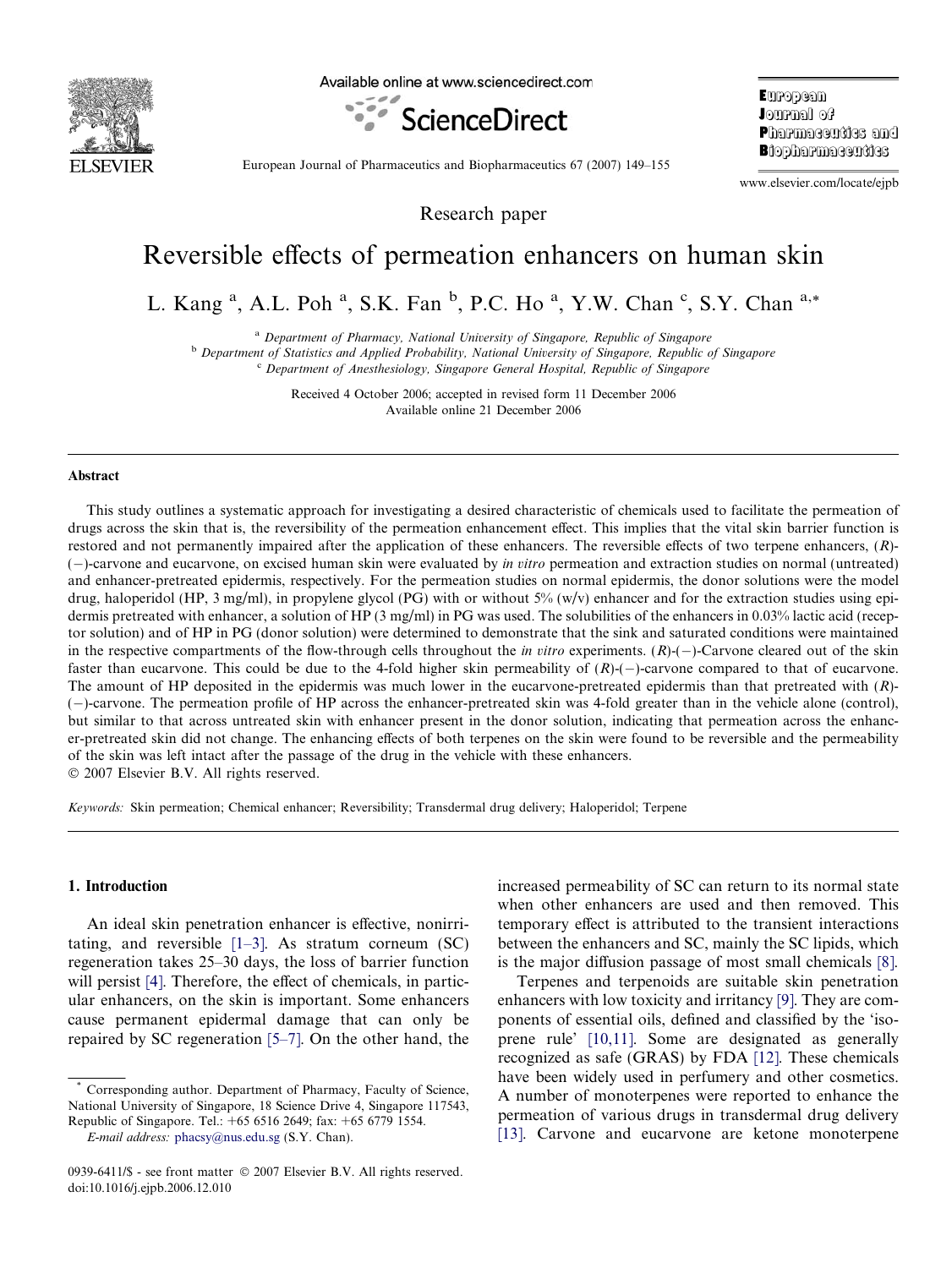Research paper

# Reversible effects of permeation enhancers on human skin

L. Kang [a], A.L. Poh [a], S.K. Fan [b], P.C. Ho [a], Y.W. Chan [c], S.Y. Chan [a,*]

[a] Department of Pharmacy, National University of Singapore, Republic of Singapore
[b] Department of Statistics and Applied Probability, National University of Singapore, Republic of Singapore
[c] Department of Anesthesiology, Singapore General Hospital, Republic of Singapore

Received 4 October 2006; accepted in revised form 11 December 2006
Available online 21 December 2006

## Abstract

This study outlines a systematic approach for investigating a desired characteristic of chemicals used to facilitate the permeation of drugs across the skin that is, the reversibility of the permeation enhancement effect. This implies that the vital skin barrier function is restored and not permanently impaired after the application of these enhancers. The reversible effects of two terpene enhancers, (*R*)-(−)-carvone and eucarvone, on excised human skin were evaluated by *in vitro* permeation and extraction studies on normal (untreated) and enhancer-pretreated epidermis, respectively. For the permeation studies on normal epidermis, the donor solutions were the model drug, haloperidol (HP, 3 mg/ml), in propylene glycol (PG) with or without 5% (w/v) enhancer and for the extraction studies using epidermis pretreated with enhancer, a solution of HP (3 mg/ml) in PG was used. The solubilities of the enhancers in 0.03% lactic acid (receptor solution) and of HP in PG (donor solution) were determined to demonstrate that the sink and saturated conditions were maintained in the respective compartments of the flow-through cells throughout the *in vitro* experiments. (*R*)-(−)-Carvone cleared out of the skin faster than eucarvone. This could be due to the 4-fold higher skin permeability of (*R*)-(−)-carvone compared to that of eucarvone. The amount of HP deposited in the epidermis was much lower in the eucarvone-pretreated epidermis than that pretreated with (*R*)-(−)-carvone. The permeation profile of HP across the enhancer-pretreated skin was 4-fold greater than in the vehicle alone (control), but similar to that across untreated skin with enhancer present in the donor solution, indicating that permeation across the enhancer-pretreated skin did not change. The enhancing effects of both terpenes on the skin were found to be reversible and the permeability of the skin was left intact after the passage of the drug in the vehicle with these enhancers.
© 2007 Elsevier B.V. All rights reserved.

*Keywords:* Skin permeation; Chemical enhancer; Reversibility; Transdermal drug delivery; Haloperidol; Terpene

## 1. Introduction

An ideal skin penetration enhancer is effective, nonirritating, and reversible [1–3]. As stratum corneum (SC) regeneration takes 25–30 days, the loss of barrier function will persist [4]. Therefore, the effect of chemicals, in particular enhancers, on the skin is important. Some enhancers cause permanent epidermal damage that can only be repaired by SC regeneration [5–7]. On the other hand, the increased permeability of SC can return to its normal state when other enhancers are used and then removed. This temporary effect is attributed to the transient interactions between the enhancers and SC, mainly the SC lipids, which is the major diffusion passage of most small chemicals [8].

Terpenes and terpenoids are suitable skin penetration enhancers with low toxicity and irritancy [9]. They are components of essential oils, defined and classified by the 'isoprene rule' [10,11]. Some are designated as generally recognized as safe (GRAS) by FDA [12]. These chemicals have been widely used in perfumery and other cosmetics. A number of monoterpenes were reported to enhance the permeation of various drugs in transdermal drug delivery [13]. Carvone and eucarvone are ketone monoterpene

* Corresponding author. Department of Pharmacy, Faculty of Science, National University of Singapore, 18 Science Drive 4, Singapore 117543, Republic of Singapore. Tel.: +65 6516 2649; fax: +65 6779 1554.
*E-mail address:* phacsy@nus.edu.sg (S.Y. Chan).

0939-6411/$ - see front matter © 2007 Elsevier B.V. All rights reserved.
doi:10.1016/j.ejpb.2006.12.010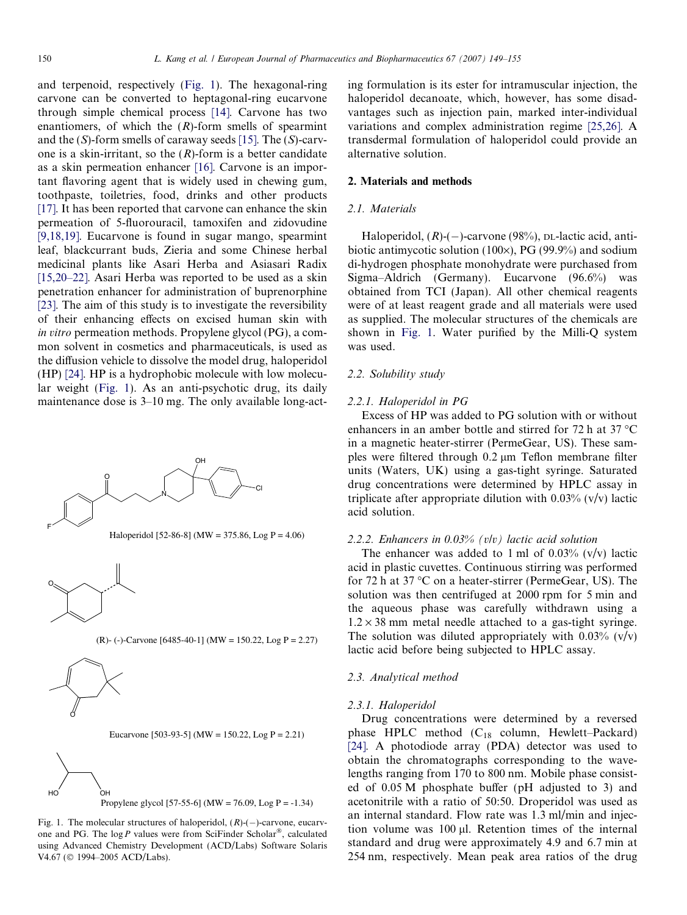and terpenoid, respectively (Fig. 1). The hexagonal-ring carvone can be converted to heptagonal-ring eucarvone through simple chemical process [14]. Carvone has two enantiomers, of which the (*R*)-form smells of spearmint and the (*S*)-form smells of caraway seeds [15]. The (*S*)-carvone is a skin-irritant, so the (*R*)-form is a better candidate as a skin permeation enhancer [16]. Carvone is an important flavoring agent that is widely used in chewing gum, toothpaste, toiletries, food, drinks and other products [17]. It has been reported that carvone can enhance the skin permeation of 5-fluorouracil, tamoxifen and zidovudine [9,18,19]. Eucarvone is found in sugar mango, spearmint leaf, blackcurrant buds, Zieria and some Chinese herbal medicinal plants like Asari Herba and Asiasari Radix [15,20–22]. Asari Herba was reported to be used as a skin penetration enhancer for administration of buprenorphine [23]. The aim of this study is to investigate the reversibility of their enhancing effects on excised human skin with *in vitro* permeation methods. Propylene glycol (PG), a common solvent in cosmetics and pharmaceuticals, is used as the diffusion vehicle to dissolve the model drug, haloperidol (HP) [24]. HP is a hydrophobic molecule with low molecular weight (Fig. 1). As an anti-psychotic drug, its daily maintenance dose is 3–10 mg. The only available long-acting formulation is its ester for intramuscular injection, the haloperidol decanoate, which, however, has some disadvantages such as injection pain, marked inter-individual variations and complex administration regime [25,26]. A transdermal formulation of haloperidol could provide an alternative solution.

Haloperidol [52-86-8] (MW = 375.86, Log P = 4.06)

(R)- (-)-Carvone [6485-40-1] (MW = 150.22, Log P = 2.27)

Eucarvone [503-93-5] (MW = 150.22, Log P = 2.21)

Propylene glycol [57-55-6] (MW = 76.09, Log P = -1.34)

Fig. 1. The molecular structures of haloperidol, (*R*)-(−)-carvone, eucarvone and PG. The log *P* values were from SciFinder Scholar®, calculated using Advanced Chemistry Development (ACD/Labs) Software Solaris V4.67 (© 1994–2005 ACD/Labs).

## 2. Materials and methods

### 2.1. Materials

Haloperidol, (*R*)-(−)-carvone (98%), DL-lactic acid, antibiotic antimycotic solution (100×), PG (99.9%) and sodium di-hydrogen phosphate monohydrate were purchased from Sigma–Aldrich (Germany). Eucarvone (96.6%) was obtained from TCI (Japan). All other chemical reagents were of at least reagent grade and all materials were used as supplied. The molecular structures of the chemicals are shown in Fig. 1. Water purified by the Milli-Q system was used.

### 2.2. Solubility study

#### 2.2.1. Haloperidol in PG

Excess of HP was added to PG solution with or without enhancers in an amber bottle and stirred for 72 h at 37 °C in a magnetic heater-stirrer (PermeGear, US). These samples were filtered through 0.2 μm Teflon membrane filter units (Waters, UK) using a gas-tight syringe. Saturated drug concentrations were determined by HPLC assay in triplicate after appropriate dilution with 0.03% (v/v) lactic acid solution.

#### 2.2.2. Enhancers in 0.03% (v/v) lactic acid solution

The enhancer was added to 1 ml of 0.03% (v/v) lactic acid in plastic cuvettes. Continuous stirring was performed for 72 h at 37 °C on a heater-stirrer (PermeGear, US). The solution was then centrifuged at 2000 rpm for 5 min and the aqueous phase was carefully withdrawn using a 1.2 × 38 mm metal needle attached to a gas-tight syringe. The solution was diluted appropriately with 0.03% (v/v) lactic acid before being subjected to HPLC assay.

### 2.3. Analytical method

#### 2.3.1. Haloperidol

Drug concentrations were determined by a reversed phase HPLC method ($C_{18}$ column, Hewlett–Packard) [24]. A photodiode array (PDA) detector was used to obtain the chromatographs corresponding to the wavelengths ranging from 170 to 800 nm. Mobile phase consisted of 0.05 M phosphate buffer (pH adjusted to 3) and acetonitrile with a ratio of 50:50. Droperidol was used as an internal standard. Flow rate was 1.3 ml/min and injection volume was 100 μl. Retention times of the internal standard and drug were approximately 4.9 and 6.7 min at 254 nm, respectively. Mean peak area ratios of the drug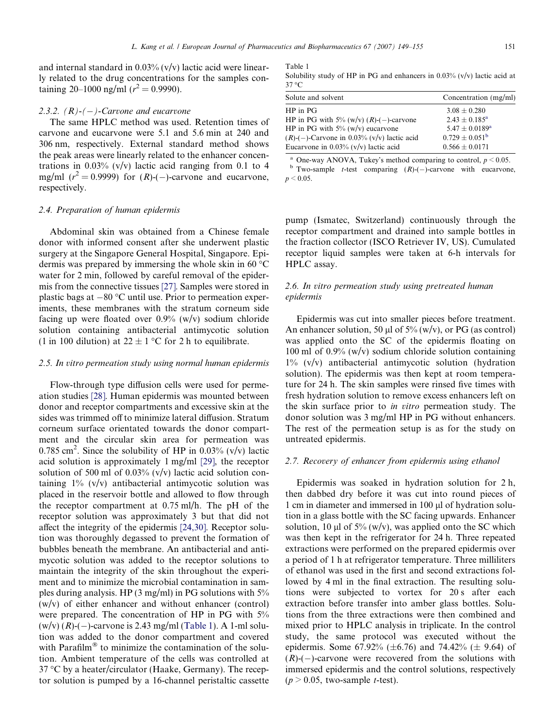and internal standard in 0.03% (v/v) lactic acid were linearly related to the drug concentrations for the samples containing 20–1000 ng/ml ($r^2 = 0.9990$).

#### 2.3.2. (*R*)-(−)-Carvone and eucarvone

The same HPLC method was used. Retention times of carvone and eucarvone were 5.1 and 5.6 min at 240 and 306 nm, respectively. External standard method shows the peak areas were linearly related to the enhancer concentrations in 0.03% (v/v) lactic acid ranging from 0.1 to 4 mg/ml ($r^2 = 0.9999$) for (*R*)-(−)-carvone and eucarvone, respectively.

### 2.4. Preparation of human epidermis

Abdominal skin was obtained from a Chinese female donor with informed consent after she underwent plastic surgery at the Singapore General Hospital, Singapore. Epidermis was prepared by immersing the whole skin in 60 °C water for 2 min, followed by careful removal of the epidermis from the connective tissues [27]. Samples were stored in plastic bags at −80 °C until use. Prior to permeation experiments, these membranes with the stratum corneum side facing up were floated over 0.9% (w/v) sodium chloride solution containing antibacterial antimycotic solution (1 in 100 dilution) at 22 ± 1 °C for 2 h to equilibrate.

### 2.5. In vitro permeation study using normal human epidermis

Flow-through type diffusion cells were used for permeation studies [28]. Human epidermis was mounted between donor and receptor compartments and excessive skin at the sides was trimmed off to minimize lateral diffusion. Stratum corneum surface orientated towards the donor compartment and the circular skin area for permeation was 0.785 $cm^2$. Since the solubility of HP in 0.03% (v/v) lactic acid solution is approximately 1 mg/ml [29], the receptor solution of 500 ml of 0.03% (v/v) lactic acid solution containing 1% (v/v) antibacterial antimycotic solution was placed in the reservoir bottle and allowed to flow through the receptor compartment at 0.75 ml/h. The pH of the receptor solution was approximately 3 but that did not affect the integrity of the epidermis [24,30]. Receptor solution was thoroughly degassed to prevent the formation of bubbles beneath the membrane. An antibacterial and antimycotic solution was added to the receptor solutions to maintain the integrity of the skin throughout the experiment and to minimize the microbial contamination in samples during analysis. HP (3 mg/ml) in PG solutions with 5% (w/v) of either enhancer and without enhancer (control) were prepared. The concentration of HP in PG with 5% (w/v) (*R*)-(−)-carvone is 2.43 mg/ml (Table 1). A 1-ml solution was added to the donor compartment and covered with Parafilm® to minimize the contamination of the solution. Ambient temperature of the cells was controlled at 37 °C by a heater/circulator (Haake, Germany). The receptor solution is pumped by a 16-channel peristaltic cassette pump (Ismatec, Switzerland) continuously through the receptor compartment and drained into sample bottles in the fraction collector (ISCO Retriever IV, US). Cumulated receptor liquid samples were taken at 6-h intervals for HPLC assay.

Table 1
Solubility study of HP in PG and enhancers in 0.03% (v/v) lactic acid at 37 °C

| Solute and solvent | Concentration (mg/ml) |
|---|---|
| HP in PG | 3.08 ± 0.280 |
| HP in PG with 5% (w/v) (*R*)-(−)-carvone | 2.43 ± 0.185[a] |
| HP in PG with 5% (w/v) eucarvone | 5.47 ± 0.0189[a] |
| (*R*)-(−)-Carvone in 0.03% (v/v) lactic acid | 0.729 ± 0.051[b] |
| Eucarvone in 0.03% (v/v) lactic acid | 0.566 ± 0.0171 |

[a] One-way ANOVA, Tukey's method comparing to control, $p < 0.05$.
[b] Two-sample *t*-test comparing (*R*)-(−)-carvone with eucarvone, $p < 0.05$.

### 2.6. In vitro permeation study using pretreated human epidermis

Epidermis was cut into smaller pieces before treatment. An enhancer solution, 50 μl of 5% (w/v), or PG (as control) was applied onto the SC of the epidermis floating on 100 ml of 0.9% (w/v) sodium chloride solution containing 1% (v/v) antibacterial antimycotic solution (hydration solution). The epidermis was then kept at room temperature for 24 h. The skin samples were rinsed five times with fresh hydration solution to remove excess enhancers left on the skin surface prior to *in vitro* permeation study. The donor solution was 3 mg/ml HP in PG without enhancers. The rest of the permeation setup is as for the study on untreated epidermis.

### 2.7. Recovery of enhancer from epidermis using ethanol

Epidermis was soaked in hydration solution for 2 h, then dabbed dry before it was cut into round pieces of 1 cm in diameter and immersed in 100 μl of hydration solution in a glass bottle with the SC facing upwards. Enhancer solution, 10 μl of 5% (w/v), was applied onto the SC which was then kept in the refrigerator for 24 h. Three repeated extractions were performed on the prepared epidermis over a period of 1 h at refrigerator temperature. Three milliliters of ethanol was used in the first and second extractions followed by 4 ml in the final extraction. The resulting solutions were subjected to vortex for 20 s after each extraction before transfer into amber glass bottles. Solutions from the three extractions were then combined and mixed prior to HPLC analysis in triplicate. In the control study, the same protocol was executed without the epidermis. Some 67.92% (±6.76) and 74.42% (± 9.64) of (*R*)-(−)-carvone were recovered from the solutions with immersed epidermis and the control solutions, respectively ($p > 0.05$, two-sample *t*-test).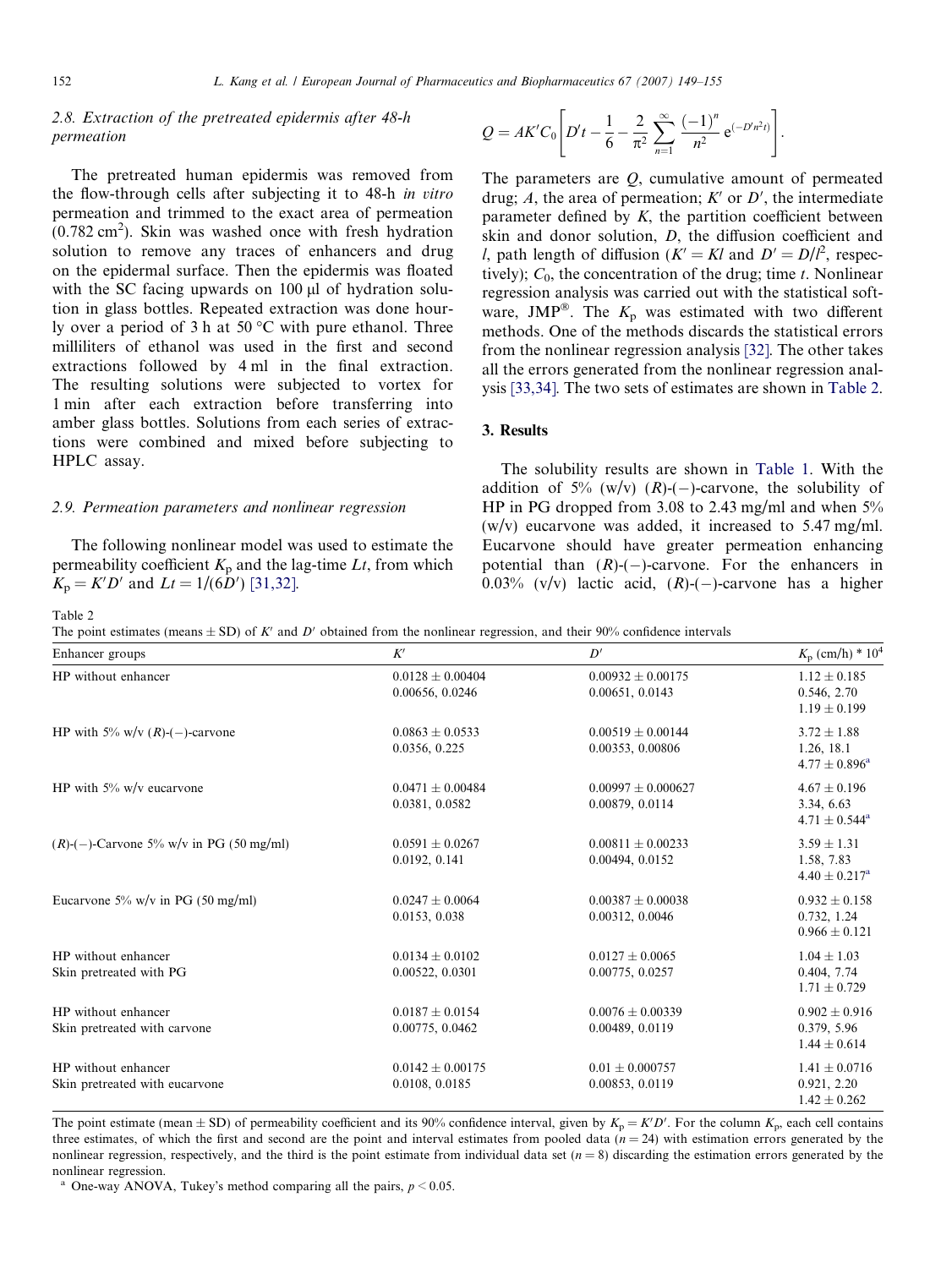### 2.8. Extraction of the pretreated epidermis after 48-h permeation

The pretreated human epidermis was removed from the flow-through cells after subjecting it to 48-h *in vitro* permeation and trimmed to the exact area of permeation ($0.782\ \mathrm{cm}^2$). Skin was washed once with fresh hydration solution to remove any traces of enhancers and drug on the epidermal surface. Then the epidermis was floated with the SC facing upwards on 100 μl of hydration solution in glass bottles. Repeated extraction was done hourly over a period of 3 h at 50 °C with pure ethanol. Three milliliters of ethanol was used in the first and second extractions followed by 4 ml in the final extraction. The resulting solutions were subjected to vortex for 1 min after each extraction before transferring into amber glass bottles. Solutions from each series of extractions were combined and mixed before subjecting to HPLC assay.

### 2.9. Permeation parameters and nonlinear regression

The following nonlinear model was used to estimate the permeability coefficient $K_p$ and the lag-time $Lt$, from which $K_p = K'D'$ and $Lt = 1/(6D')$ [31,32].

$$Q = AK'C_0\left[D't - \frac{1}{6} - \frac{2}{\pi^2}\sum_{n=1}^{\infty}\frac{(-1)^n}{n^2}\,e^{(-D'n^2t)}\right].$$

The parameters are $Q$, cumulative amount of permeated drug; $A$, the area of permeation; $K'$ or $D'$, the intermediate parameter defined by $K$, the partition coefficient between skin and donor solution, $D$, the diffusion coefficient and $l$, path length of diffusion ($K' = Kl$ and $D' = D/l^2$, respectively); $C_0$, the concentration of the drug; time $t$. Nonlinear regression analysis was carried out with the statistical software, JMP®. The $K_p$ was estimated with two different methods. One of the methods discards the statistical errors from the nonlinear regression analysis [32]. The other takes all the errors generated from the nonlinear regression analysis [33,34]. The two sets of estimates are shown in Table 2.

## 3. Results

The solubility results are shown in Table 1. With the addition of 5% (w/v) (*R*)-(−)-carvone, the solubility of HP in PG dropped from 3.08 to 2.43 mg/ml and when 5% (w/v) eucarvone was added, it increased to 5.47 mg/ml. Eucarvone should have greater permeation enhancing potential than (*R*)-(−)-carvone. For the enhancers in 0.03% (v/v) lactic acid, (*R*)-(−)-carvone has a higher

Table 2
The point estimates (means ± SD) of $K'$ and $D'$ obtained from the nonlinear regression, and their 90% confidence intervals

| Enhancer groups | $K'$ | $D'$ | $K_p$ (cm/h) * $10^4$ |
|---|---|---|---|
| HP without enhancer | 0.0128 ± 0.00404<br>0.00656, 0.0246 | 0.00932 ± 0.00175<br>0.00651, 0.0143 | 1.12 ± 0.185<br>0.546, 2.70<br>1.19 ± 0.199 |
| HP with 5% w/v (*R*)-(−)-carvone | 0.0863 ± 0.0533<br>0.0356, 0.225 | 0.00519 ± 0.00144<br>0.00353, 0.00806 | 3.72 ± 1.88<br>1.26, 18.1<br>4.77 ± 0.896[a] |
| HP with 5% w/v eucarvone | 0.0471 ± 0.00484<br>0.0381, 0.0582 | 0.00997 ± 0.000627<br>0.00879, 0.0114 | 4.67 ± 0.196<br>3.34, 6.63<br>4.71 ± 0.544[a] |
| (*R*)-(−)-Carvone 5% w/v in PG (50 mg/ml) | 0.0591 ± 0.0267<br>0.0192, 0.141 | 0.00811 ± 0.00233<br>0.00494, 0.0152 | 3.59 ± 1.31<br>1.58, 7.83<br>4.40 ± 0.217[a] |
| Eucarvone 5% w/v in PG (50 mg/ml) | 0.0247 ± 0.0064<br>0.0153, 0.038 | 0.00387 ± 0.00038<br>0.00312, 0.0046 | 0.932 ± 0.158<br>0.732, 1.24<br>0.966 ± 0.121 |
| HP without enhancer<br>Skin pretreated with PG | 0.0134 ± 0.0102<br>0.00522, 0.0301 | 0.0127 ± 0.0065<br>0.00775, 0.0257 | 1.04 ± 1.03<br>0.404, 7.74<br>1.71 ± 0.729 |
| HP without enhancer<br>Skin pretreated with carvone | 0.0187 ± 0.0154<br>0.00775, 0.0462 | 0.0076 ± 0.00339<br>0.00489, 0.0119 | 0.902 ± 0.916<br>0.379, 5.96<br>1.44 ± 0.614 |
| HP without enhancer<br>Skin pretreated with eucarvone | 0.0142 ± 0.00175<br>0.0108, 0.0185 | 0.01 ± 0.000757<br>0.00853, 0.0119 | 1.41 ± 0.0716<br>0.921, 2.20<br>1.42 ± 0.262 |

The point estimate (mean ± SD) of permeability coefficient and its 90% confidence interval, given by $K_p = K'D'$. For the column $K_p$, each cell contains three estimates, of which the first and second are the point and interval estimates from pooled data ($n = 24$) with estimation errors generated by the nonlinear regression, respectively, and the third is the point estimate from individual data set ($n = 8$) discarding the estimation errors generated by the nonlinear regression.

[a] One-way ANOVA, Tukey's method comparing all the pairs, $p < 0.05$.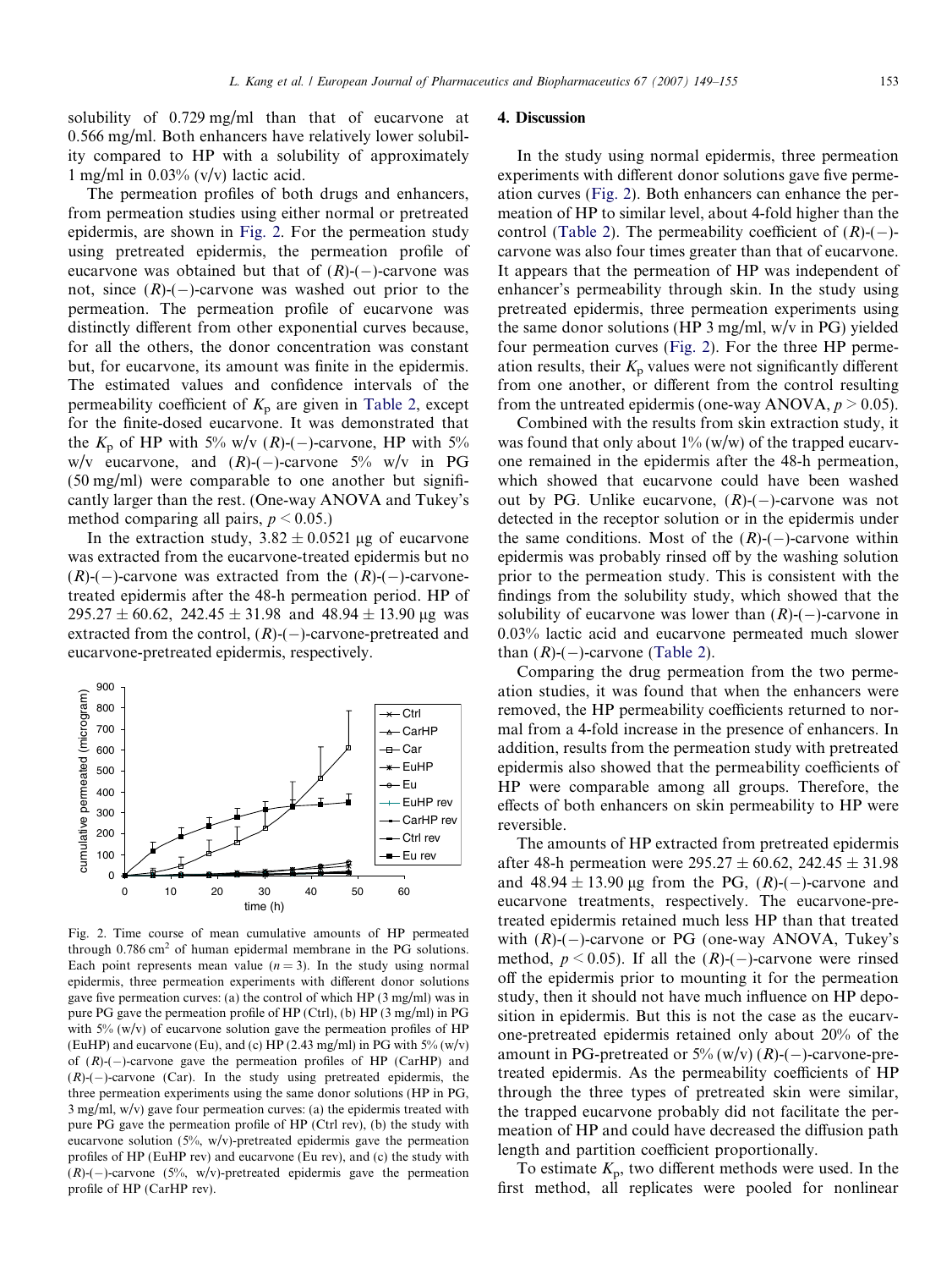solubility of 0.729 mg/ml than that of eucarvone at 0.566 mg/ml. Both enhancers have relatively lower solubility compared to HP with a solubility of approximately 1 mg/ml in 0.03% (v/v) lactic acid.

The permeation profiles of both drugs and enhancers, from permeation studies using either normal or pretreated epidermis, are shown in Fig. 2. For the permeation study using pretreated epidermis, the permeation profile of eucarvone was obtained but that of (R)-(−)-carvone was not, since (R)-(−)-carvone was washed out prior to the permeation. The permeation profile of eucarvone was distinctly different from other exponential curves because, for all the others, the donor concentration was constant but, for eucarvone, its amount was finite in the epidermis. The estimated values and confidence intervals of the permeability coefficient of $K_p$ are given in Table 2, except for the finite-dosed eucarvone. It was demonstrated that the $K_p$ of HP with 5% w/v (R)-(−)-carvone, HP with 5% w/v eucarvone, and (R)-(−)-carvone 5% w/v in PG (50 mg/ml) were comparable to one another but significantly larger than the rest. (One-way ANOVA and Tukey's method comparing all pairs, $p < 0.05$.)

In the extraction study, $3.82 \pm 0.0521$ μg of eucarvone was extracted from the eucarvone-treated epidermis but no (R)-(−)-carvone was extracted from the (R)-(−)-carvone-treated epidermis after the 48-h permeation period. HP of $295.27 \pm 60.62$, $242.45 \pm 31.98$ and $48.94 \pm 13.90$ μg was extracted from the control, (R)-(−)-carvone-pretreated and eucarvone-pretreated epidermis, respectively.

cumulative permeated (microgram)
900
800
700
600
500
400
300
200
100
0
0 10 20 30 40 50 60
time (h)
Ctrl
CarHP
Car
EuHP
Eu
EuHP rev
CarHP rev
Ctrl rev
Eu rev

Fig. 2. Time course of mean cumulative amounts of HP permeated through 0.786 cm$^2$ of human epidermal membrane in the PG solutions. Each point represents mean value ($n = 3$). In the study using normal epidermis, three permeation experiments with different donor solutions gave five permeation curves: (a) the control of which HP (3 mg/ml) was in pure PG gave the permeation profile of HP (Ctrl), (b) HP (3 mg/ml) in PG with 5% (w/v) of eucarvone solution gave the permeation profiles of HP (EuHP) and eucarvone (Eu), and (c) HP (2.43 mg/ml) in PG with 5% (w/v) of (R)-(−)-carvone gave the permeation profiles of HP (CarHP) and (R)-(−)-carvone (Car). In the study using pretreated epidermis, the three permeation experiments using the same donor solutions (HP in PG, 3 mg/ml, w/v) gave four permeation curves: (a) the epidermis treated with pure PG gave the permeation profile of HP (Ctrl rev), (b) the study with eucarvone solution (5%, w/v)-pretreated epidermis gave the permeation profiles of HP (EuHP rev) and eucarvone (Eu rev), and (c) the study with (R)-(−)-carvone (5%, w/v)-pretreated epidermis gave the permeation profile of HP (CarHP rev).

## 4. Discussion

In the study using normal epidermis, three permeation experiments with different donor solutions gave five permeation curves (Fig. 2). Both enhancers can enhance the permeation of HP to similar level, about 4-fold higher than the control (Table 2). The permeability coefficient of (R)-(−)-carvone was also four times greater than that of eucarvone. It appears that the permeation of HP was independent of enhancer's permeability through skin. In the study using pretreated epidermis, three permeation experiments using the same donor solutions (HP 3 mg/ml, w/v in PG) yielded four permeation curves (Fig. 2). For the three HP permeation results, their $K_p$ values were not significantly different from one another, or different from the control resulting from the untreated epidermis (one-way ANOVA, $p > 0.05$).

Combined with the results from skin extraction study, it was found that only about 1% (w/w) of the trapped eucarvone remained in the epidermis after the 48-h permeation, which showed that eucarvone could have been washed out by PG. Unlike eucarvone, (R)-(−)-carvone was not detected in the receptor solution or in the epidermis under the same conditions. Most of the (R)-(−)-carvone within epidermis was probably rinsed off by the washing solution prior to the permeation study. This is consistent with the findings from the solubility study, which showed that the solubility of eucarvone was lower than (R)-(−)-carvone in 0.03% lactic acid and eucarvone permeated much slower than (R)-(−)-carvone (Table 2).

Comparing the drug permeation from the two permeation studies, it was found that when the enhancers were removed, the HP permeability coefficients returned to normal from a 4-fold increase in the presence of enhancers. In addition, results from the permeation study with pretreated epidermis also showed that the permeability coefficients of HP were comparable among all groups. Therefore, the effects of both enhancers on skin permeability to HP were reversible.

The amounts of HP extracted from pretreated epidermis after 48-h permeation were $295.27 \pm 60.62$, $242.45 \pm 31.98$ and $48.94 \pm 13.90$ μg from the PG, (R)-(−)-carvone and eucarvone treatments, respectively. The eucarvone-pretreated epidermis retained much less HP than that treated with (R)-(−)-carvone or PG (one-way ANOVA, Tukey's method, $p < 0.05$). If all the (R)-(−)-carvone were rinsed off the epidermis prior to mounting it for the permeation study, then it should not have much influence on HP deposition in epidermis. But this is not the case as the eucarvone-pretreated epidermis retained only about 20% of the amount in PG-pretreated or 5% (w/v) (R)-(−)-carvone-pretreated epidermis. As the permeability coefficients of HP through the three types of pretreated skin were similar, the trapped eucarvone probably did not facilitate the permeation of HP and could have decreased the diffusion path length and partition coefficient proportionally.

To estimate $K_p$, two different methods were used. In the first method, all replicates were pooled for nonlinear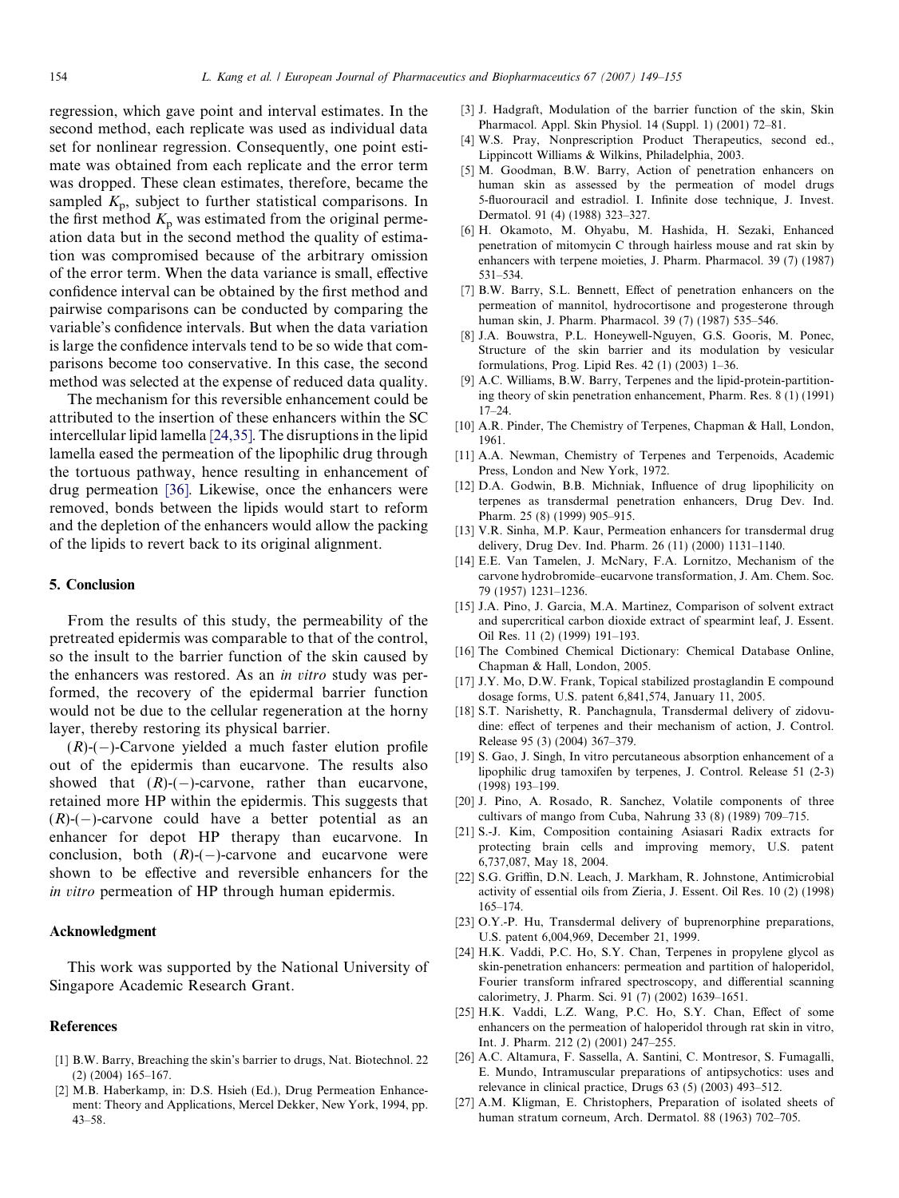regression, which gave point and interval estimates. In the second method, each replicate was used as individual data set for nonlinear regression. Consequently, one point estimate was obtained from each replicate and the error term was dropped. These clean estimates, therefore, became the sampled $K_p$, subject to further statistical comparisons. In the first method $K_p$ was estimated from the original permeation data but in the second method the quality of estimation was compromised because of the arbitrary omission of the error term. When the data variance is small, effective confidence interval can be obtained by the first method and pairwise comparisons can be conducted by comparing the variable's confidence intervals. But when the data variation is large the confidence intervals tend to be so wide that comparisons become too conservative. In this case, the second method was selected at the expense of reduced data quality.

The mechanism for this reversible enhancement could be attributed to the insertion of these enhancers within the SC intercellular lipid lamella [24,35]. The disruptions in the lipid lamella eased the permeation of the lipophilic drug through the tortuous pathway, hence resulting in enhancement of drug permeation [36]. Likewise, once the enhancers were removed, bonds between the lipids would start to reform and the depletion of the enhancers would allow the packing of the lipids to revert back to its original alignment.

## 5. Conclusion

From the results of this study, the permeability of the pretreated epidermis was comparable to that of the control, so the insult to the barrier function of the skin caused by the enhancers was restored. As an *in vitro* study was performed, the recovery of the epidermal barrier function would not be due to the cellular regeneration at the horny layer, thereby restoring its physical barrier.

(*R*)-(−)-Carvone yielded a much faster elution profile out of the epidermis than eucarvone. The results also showed that (*R*)-(−)-carvone, rather than eucarvone, retained more HP within the epidermis. This suggests that (*R*)-(−)-carvone could have a better potential as an enhancer for depot HP therapy than eucarvone. In conclusion, both (*R*)-(−)-carvone and eucarvone were shown to be effective and reversible enhancers for the *in vitro* permeation of HP through human epidermis.

## Acknowledgment

This work was supported by the National University of Singapore Academic Research Grant.

## References

[1] B.W. Barry, Breaching the skin's barrier to drugs, Nat. Biotechnol. 22 (2) (2004) 165–167.

[2] M.B. Haberkamp, in: D.S. Hsieh (Ed.), Drug Permeation Enhancement: Theory and Applications, Mercel Dekker, New York, 1994, pp. 43–58.

[3] J. Hadgraft, Modulation of the barrier function of the skin, Skin Pharmacol. Appl. Skin Physiol. 14 (Suppl. 1) (2001) 72–81.

[4] W.S. Pray, Nonprescription Product Therapeutics, second ed., Lippincott Williams & Wilkins, Philadelphia, 2003.

[5] M. Goodman, B.W. Barry, Action of penetration enhancers on human skin as assessed by the permeation of model drugs 5-fluorouracil and estradiol. I. Infinite dose technique, J. Invest. Dermatol. 91 (4) (1988) 323–327.

[6] H. Okamoto, M. Ohyabu, M. Hashida, H. Sezaki, Enhanced penetration of mitomycin C through hairless mouse and rat skin by enhancers with terpene moieties, J. Pharm. Pharmacol. 39 (7) (1987) 531–534.

[7] B.W. Barry, S.L. Bennett, Effect of penetration enhancers on the permeation of mannitol, hydrocortisone and progesterone through human skin, J. Pharm. Pharmacol. 39 (7) (1987) 535–546.

[8] J.A. Bouwstra, P.L. Honeywell-Nguyen, G.S. Gooris, M. Ponec, Structure of the skin barrier and its modulation by vesicular formulations, Prog. Lipid Res. 42 (1) (2003) 1–36.

[9] A.C. Williams, B.W. Barry, Terpenes and the lipid-protein-partitioning theory of skin penetration enhancement, Pharm. Res. 8 (1) (1991) 17–24.

[10] A.R. Pinder, The Chemistry of Terpenes, Chapman & Hall, London, 1961.

[11] A.A. Newman, Chemistry of Terpenes and Terpenoids, Academic Press, London and New York, 1972.

[12] D.A. Godwin, B.B. Michniak, Influence of drug lipophilicity on terpenes as transdermal penetration enhancers, Drug Dev. Ind. Pharm. 25 (8) (1999) 905–915.

[13] V.R. Sinha, M.P. Kaur, Permeation enhancers for transdermal drug delivery, Drug Dev. Ind. Pharm. 26 (11) (2000) 1131–1140.

[14] E.E. Van Tamelen, J. McNary, F.A. Lornitzo, Mechanism of the carvone hydrobromide–eucarvone transformation, J. Am. Chem. Soc. 79 (1957) 1231–1236.

[15] J.A. Pino, J. Garcia, M.A. Martinez, Comparison of solvent extract and supercritical carbon dioxide extract of spearmint leaf, J. Essent. Oil Res. 11 (2) (1999) 191–193.

[16] The Combined Chemical Dictionary: Chemical Database Online, Chapman & Hall, London, 2005.

[17] J.Y. Mo, D.W. Frank, Topical stabilized prostaglandin E compound dosage forms, U.S. patent 6,841,574, January 11, 2005.

[18] S.T. Narishetty, R. Panchagnula, Transdermal delivery of zidovudine: effect of terpenes and their mechanism of action, J. Control. Release 95 (3) (2004) 367–379.

[19] S. Gao, J. Singh, In vitro percutaneous absorption enhancement of a lipophilic drug tamoxifen by terpenes, J. Control. Release 51 (2-3) (1998) 193–199.

[20] J. Pino, A. Rosado, R. Sanchez, Volatile components of three cultivars of mango from Cuba, Nahrung 33 (8) (1989) 709–715.

[21] S.-J. Kim, Composition containing Asiasari Radix extracts for protecting brain cells and improving memory, U.S. patent 6,737,087, May 18, 2004.

[22] S.G. Griffin, D.N. Leach, J. Markham, R. Johnstone, Antimicrobial activity of essential oils from Zieria, J. Essent. Oil Res. 10 (2) (1998) 165–174.

[23] O.Y.-P. Hu, Transdermal delivery of buprenorphine preparations, U.S. patent 6,004,969, December 21, 1999.

[24] H.K. Vaddi, P.C. Ho, S.Y. Chan, Terpenes in propylene glycol as skin-penetration enhancers: permeation and partition of haloperidol, Fourier transform infrared spectroscopy, and differential scanning calorimetry, J. Pharm. Sci. 91 (7) (2002) 1639–1651.

[25] H.K. Vaddi, L.Z. Wang, P.C. Ho, S.Y. Chan, Effect of some enhancers on the permeation of haloperidol through rat skin in vitro, Int. J. Pharm. 212 (2) (2001) 247–255.

[26] A.C. Altamura, F. Sassella, A. Santini, C. Montresor, S. Fumagalli, E. Mundo, Intramuscular preparations of antipsychotics: uses and relevance in clinical practice, Drugs 63 (5) (2003) 493–512.

[27] A.M. Kligman, E. Christophers, Preparation of isolated sheets of human stratum corneum, Arch. Dermatol. 88 (1963) 702–705.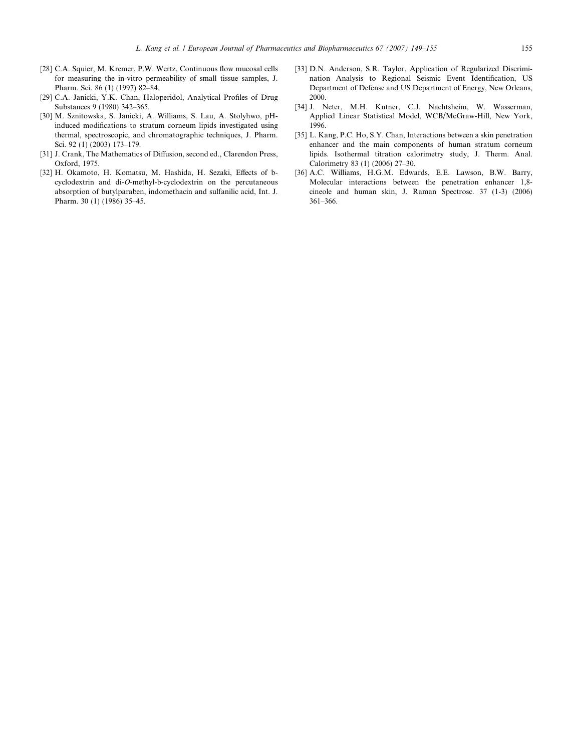[28] C.A. Squier, M. Kremer, P.W. Wertz, Continuous flow mucosal cells for measuring the in-vitro permeability of small tissue samples, J. Pharm. Sci. 86 (1) (1997) 82–84.

[29] C.A. Janicki, Y.K. Chan, Haloperidol, Analytical Profiles of Drug Substances 9 (1980) 342–365.

[30] M. Sznitowska, S. Janicki, A. Williams, S. Lau, A. Stolyhwo, pH-induced modifications to stratum corneum lipids investigated using thermal, spectroscopic, and chromatographic techniques, J. Pharm. Sci. 92 (1) (2003) 173–179.

[31] J. Crank, The Mathematics of Diffusion, second ed., Clarendon Press, Oxford, 1975.

[32] H. Okamoto, H. Komatsu, M. Hashida, H. Sezaki, Effects of b-cyclodextrin and di-*O*-methyl-b-cyclodextrin on the percutaneous absorption of butylparaben, indomethacin and sulfanilic acid, Int. J. Pharm. 30 (1) (1986) 35–45.

[33] D.N. Anderson, S.R. Taylor, Application of Regularized Discrimination Analysis to Regional Seismic Event Identification, US Department of Defense and US Department of Energy, New Orleans, 2000.

[34] J. Neter, M.H. Kntner, C.J. Nachtsheim, W. Wasserman, Applied Linear Statistical Model, WCB/McGraw-Hill, New York, 1996.

[35] L. Kang, P.C. Ho, S.Y. Chan, Interactions between a skin penetration enhancer and the main components of human stratum corneum lipids. Isothermal titration calorimetry study, J. Therm. Anal. Calorimetry 83 (1) (2006) 27–30.

[36] A.C. Williams, H.G.M. Edwards, E.E. Lawson, B.W. Barry, Molecular interactions between the penetration enhancer 1,8-cineole and human skin, J. Raman Spectrosc. 37 (1-3) (2006) 361–366.